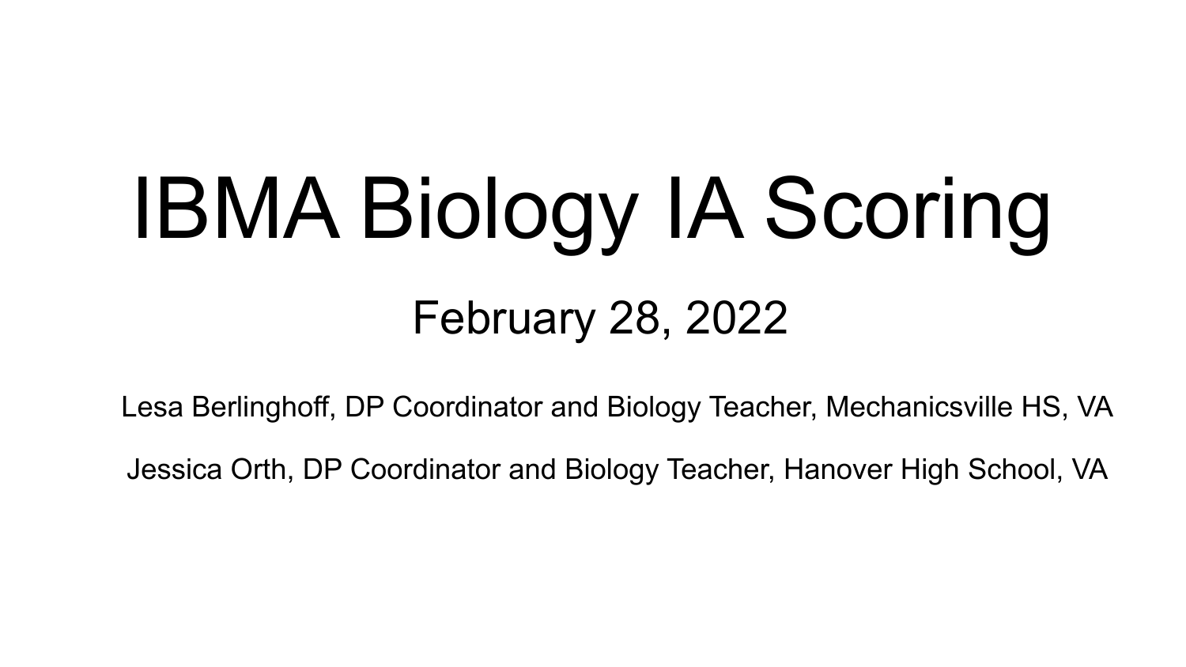# IBMA Biology IA Scoring

February 28, 2022

Lesa Berlinghoff, DP Coordinator and Biology Teacher, Mechanicsville HS, VA

Jessica Orth, DP Coordinator and Biology Teacher, Hanover High School, VA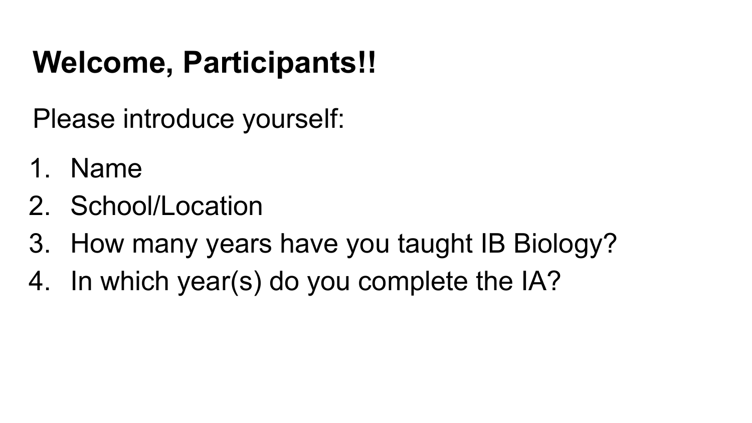# Welcome, Participants!!

Please introduce yourself:

1. Name
2. School/Location
3. How many years have you taught IB Biology?
4. In which year(s) do you complete the IA?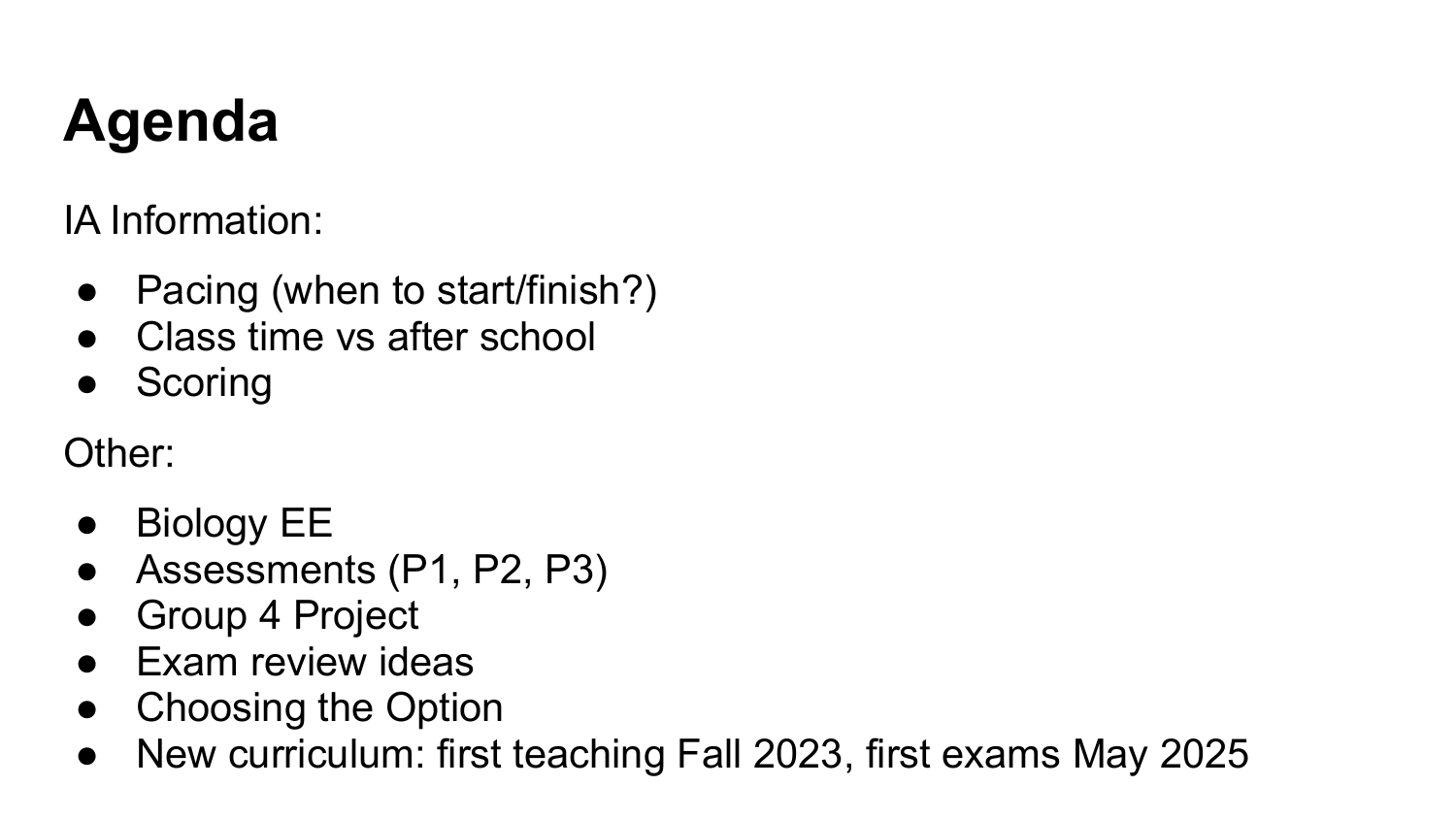# Agenda

IA Information:

- Pacing (when to start/finish?)
- Class time vs after school
- Scoring

Other:

- Biology EE
- Assessments (P1, P2, P3)
- Group 4 Project
- Exam review ideas
- Choosing the Option
- New curriculum: first teaching Fall 2023, first exams May 2025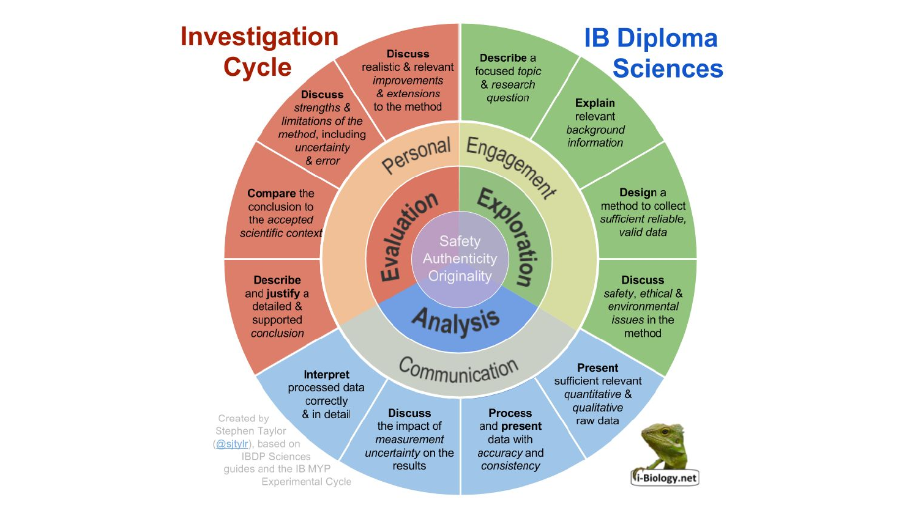# Investigation Cycle

# IB Diploma Sciences

**Describe** a focused *topic* & *research question*

**Explain** relevant *background information*

**Design** a method to collect *sufficient reliable, valid data*

**Discuss** *safety, ethical & environmental issues* in the method

**Present** sufficient relevant *quantitative* & *qualitative* raw data

**Process** and **present** data with *accuracy* and *consistency*

**Discuss** the impact of *measurement uncertainty* on the results

**Interpret** processed data correctly & in detail

**Describe** and **justify** a detailed & supported *conclusion*

**Compare** the conclusion to the *accepted scientific context*

**Discuss** *strengths & limitations of the method*, including *uncertainty & error*

**Discuss** realistic & relevant *improvements & extensions* to the method

Personal Engagement

Communication

Exploration

Analysis

Evaluation

Safety
Authenticity
Originality

Created by Stephen Taylor (@sjtylr), based on IBDP Sciences guides and the IB MYP Experimental Cycle

i-Biology.net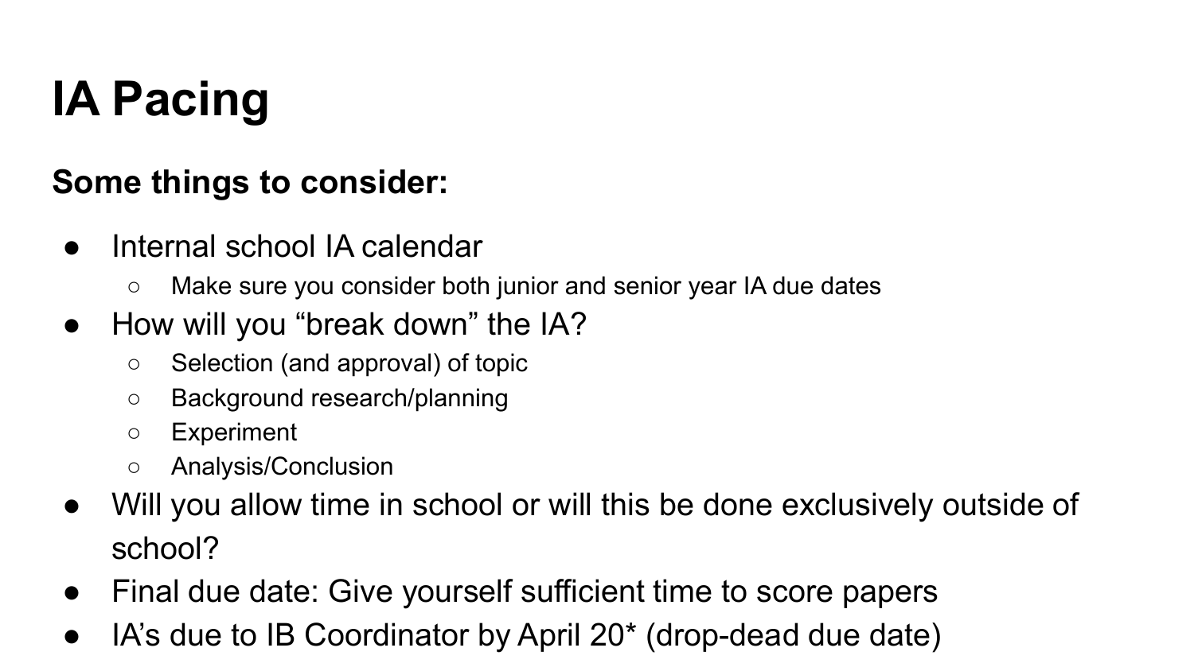# IA Pacing

**Some things to consider:**

- Internal school IA calendar
  - Make sure you consider both junior and senior year IA due dates
- How will you "break down" the IA?
  - Selection (and approval) of topic
  - Background research/planning
  - Experiment
  - Analysis/Conclusion
- Will you allow time in school or will this be done exclusively outside of school?
- Final due date: Give yourself sufficient time to score papers
- IA's due to IB Coordinator by April 20* (drop-dead due date)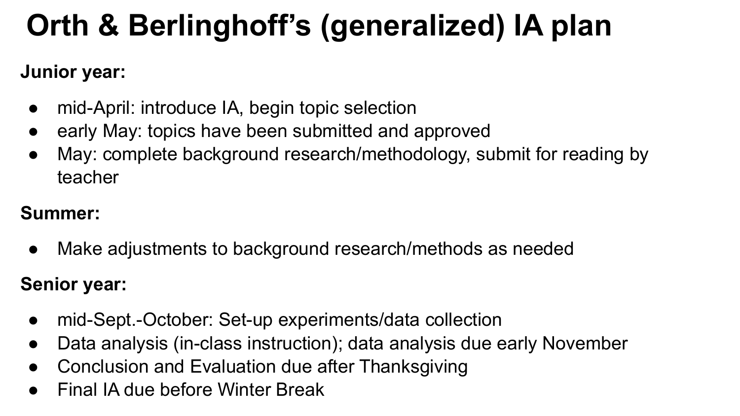# Orth & Berlinghoff's (generalized) IA plan

**Junior year:**

- mid-April: introduce IA, begin topic selection
- early May: topics have been submitted and approved
- May: complete background research/methodology, submit for reading by teacher

**Summer:**

- Make adjustments to background research/methods as needed

**Senior year:**

- mid-Sept.-October: Set-up experiments/data collection
- Data analysis (in-class instruction); data analysis due early November
- Conclusion and Evaluation due after Thanksgiving
- Final IA due before Winter Break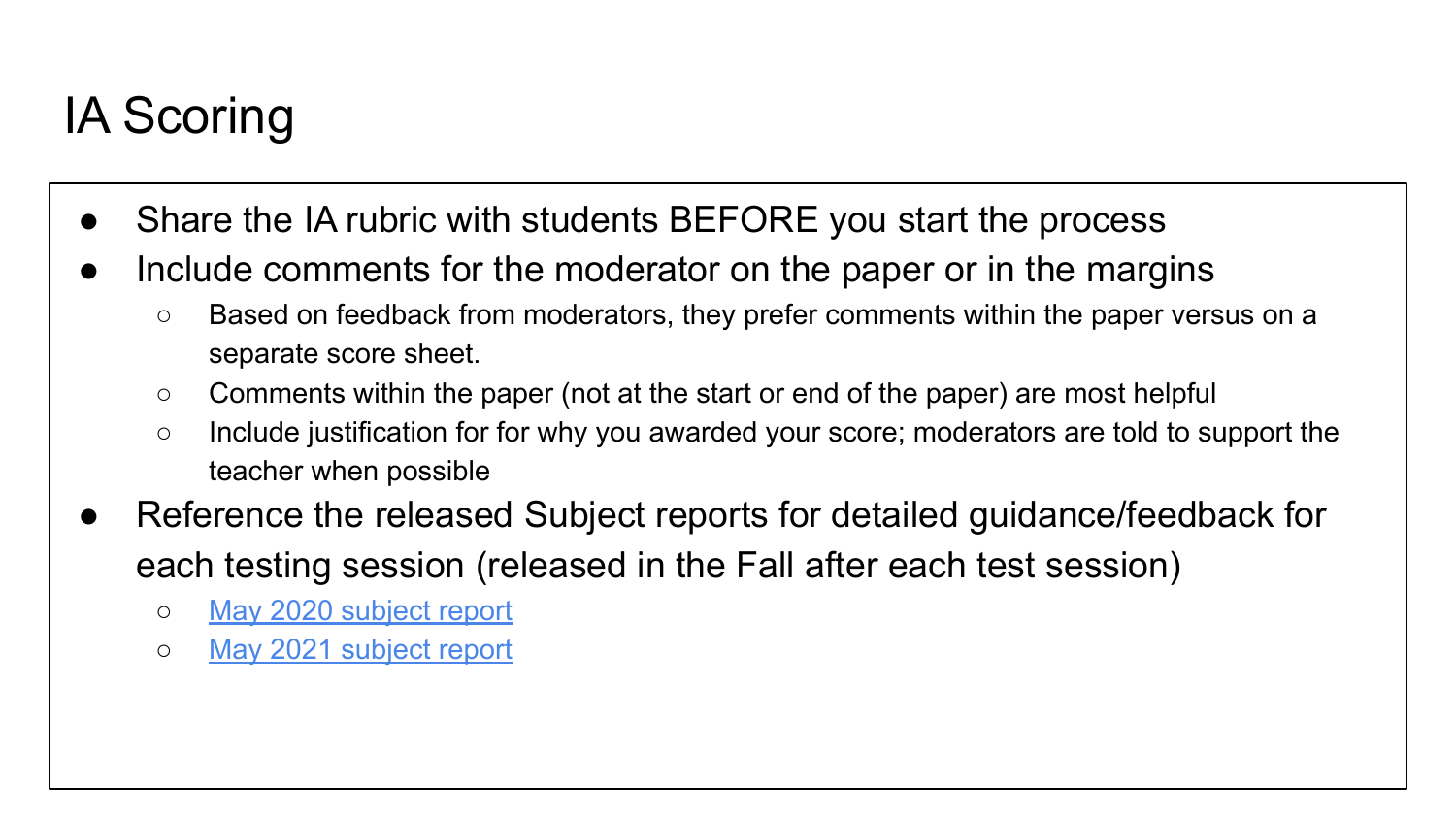# IA Scoring

- Share the IA rubric with students BEFORE you start the process
- Include comments for the moderator on the paper or in the margins
  - Based on feedback from moderators, they prefer comments within the paper versus on a separate score sheet.
  - Comments within the paper (not at the start or end of the paper) are most helpful
  - Include justification for for why you awarded your score; moderators are told to support the teacher when possible
- Reference the released Subject reports for detailed guidance/feedback for each testing session (released in the Fall after each test session)
  - May 2020 subject report
  - May 2021 subject report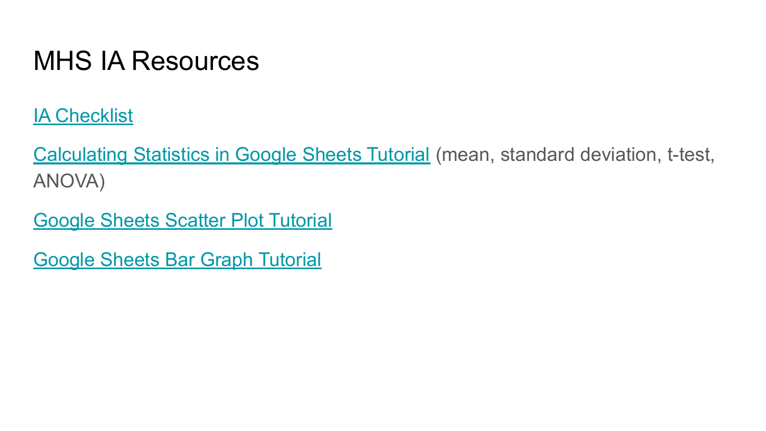# MHS IA Resources

IA Checklist

Calculating Statistics in Google Sheets Tutorial (mean, standard deviation, t-test, ANOVA)

Google Sheets Scatter Plot Tutorial

Google Sheets Bar Graph Tutorial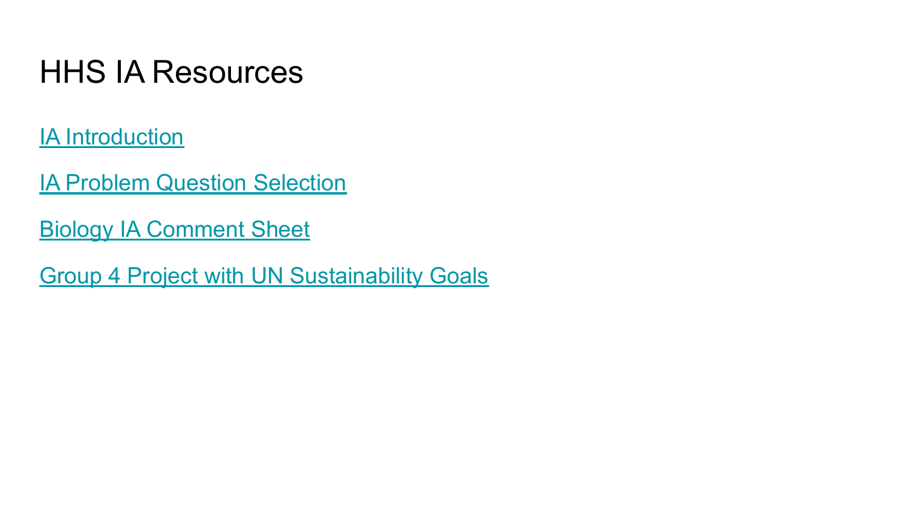# HHS IA Resources

IA Introduction

IA Problem Question Selection

Biology IA Comment Sheet

Group 4 Project with UN Sustainability Goals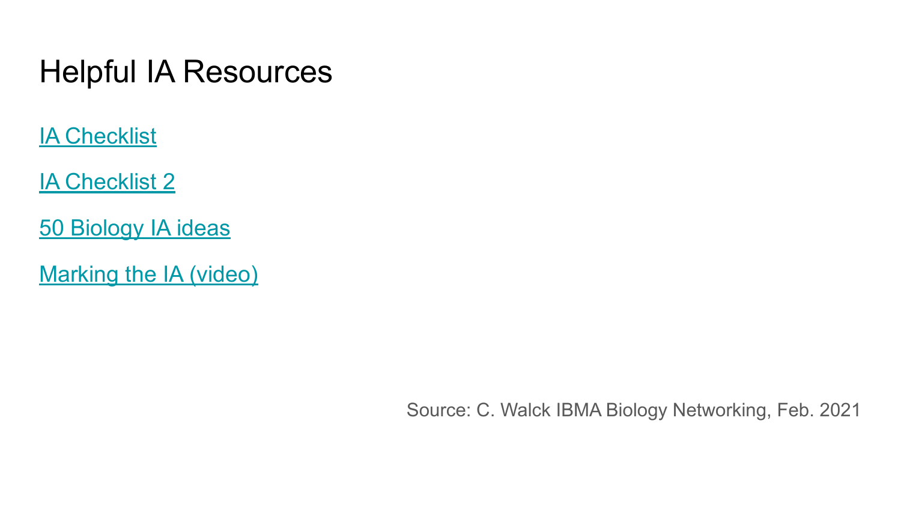# Helpful IA Resources

IA Checklist

IA Checklist 2

50 Biology IA ideas

Marking the IA (video)

Source: C. Walck IBMA Biology Networking, Feb. 2021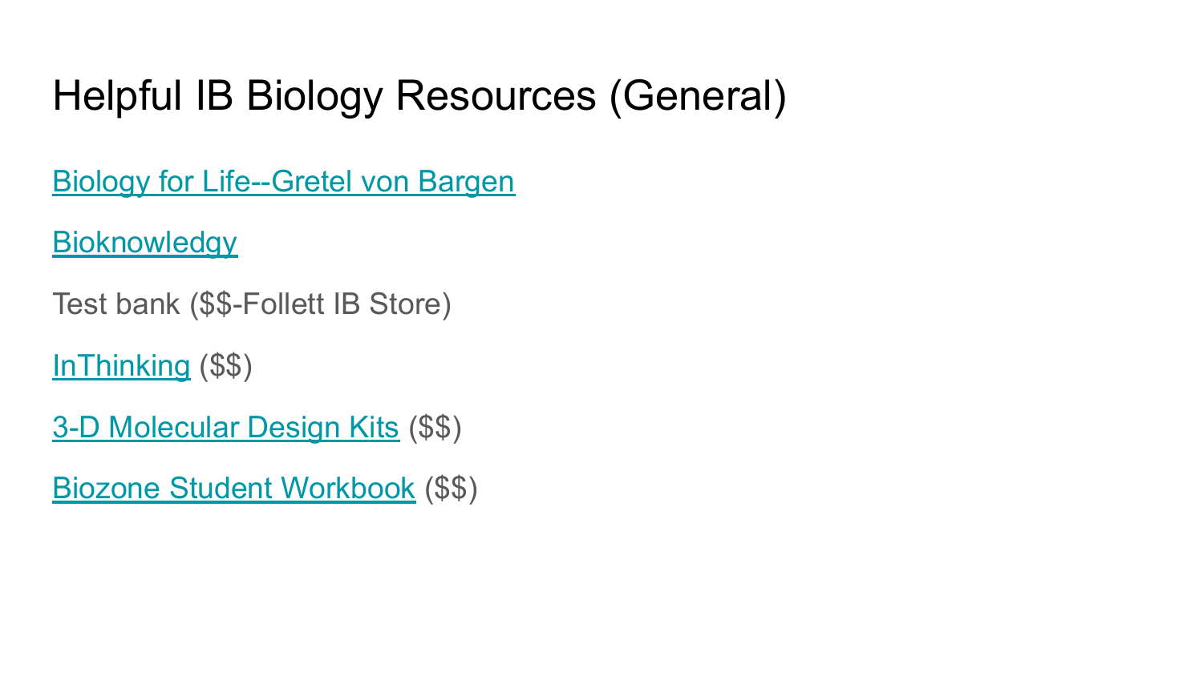# Helpful IB Biology Resources (General)

Biology for Life--Gretel von Bargen

Bioknowledgy

Test bank ($$-Follett IB Store)

InThinking ($$)

3-D Molecular Design Kits ($$)

Biozone Student Workbook ($$)